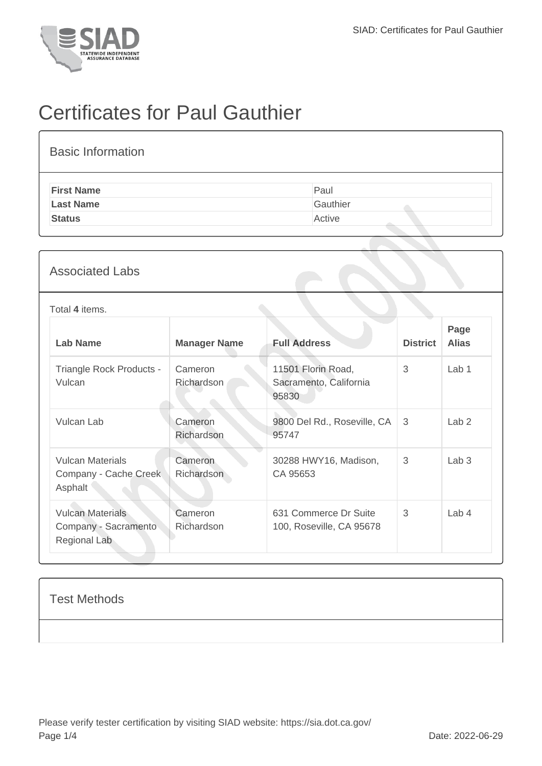# Certificates for Paul Gauthier

## Basic Information

| | |
|---|---|
| **First Name** | Paul |
| **Last Name** | Gauthier |
| **Status** | Active |

## Associated Labs

Total **4** items.

| Lab Name | Manager Name | Full Address | District | Page Alias |
|---|---|---|---|---|
| Triangle Rock Products - Vulcan | Cameron Richardson | 11501 Florin Road, Sacramento, California 95830 | 3 | Lab 1 |
| Vulcan Lab | Cameron Richardson | 9800 Del Rd., Roseville, CA 95747 | 3 | Lab 2 |
| Vulcan Materials Company - Cache Creek Asphalt | Cameron Richardson | 30288 HWY16, Madison, CA 95653 | 3 | Lab 3 |
| Vulcan Materials Company - Sacramento Regional Lab | Cameron Richardson | 631 Commerce Dr Suite 100, Roseville, CA 95678 | 3 | Lab 4 |

## Test Methods

Please verify tester certification by visiting SIAD website: https://sia.dot.ca.gov/

Date: 2022-06-29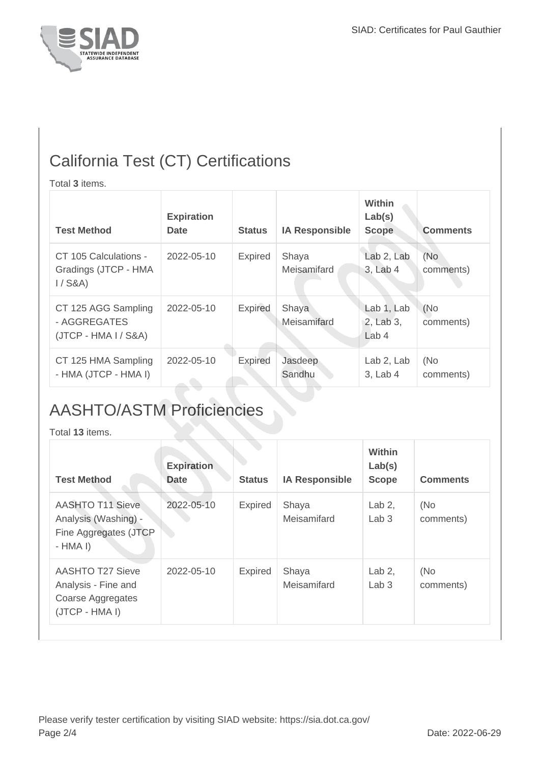## California Test (CT) Certifications

Total **3** items.

| Test Method | Expiration Date | Status | IA Responsible | Within Lab(s) Scope | Comments |
|---|---|---|---|---|---|
| CT 105 Calculations - Gradings (JTCP - HMA I / S&A) | 2022-05-10 | Expired | Shaya Meisamifard | Lab 2, Lab 3, Lab 4 | (No comments) |
| CT 125 AGG Sampling - AGGREGATES (JTCP - HMA I / S&A) | 2022-05-10 | Expired | Shaya Meisamifard | Lab 1, Lab 2, Lab 3, Lab 4 | (No comments) |
| CT 125 HMA Sampling - HMA (JTCP - HMA I) | 2022-05-10 | Expired | Jasdeep Sandhu | Lab 2, Lab 3, Lab 4 | (No comments) |

## AASHTO/ASTM Proficiencies

Total **13** items.

| Test Method | Expiration Date | Status | IA Responsible | Within Lab(s) Scope | Comments |
|---|---|---|---|---|---|
| AASHTO T11 Sieve Analysis (Washing) - Fine Aggregates (JTCP - HMA I) | 2022-05-10 | Expired | Shaya Meisamifard | Lab 2, Lab 3 | (No comments) |
| AASHTO T27 Sieve Analysis - Fine and Coarse Aggregates (JTCP - HMA I) | 2022-05-10 | Expired | Shaya Meisamifard | Lab 2, Lab 3 | (No comments) |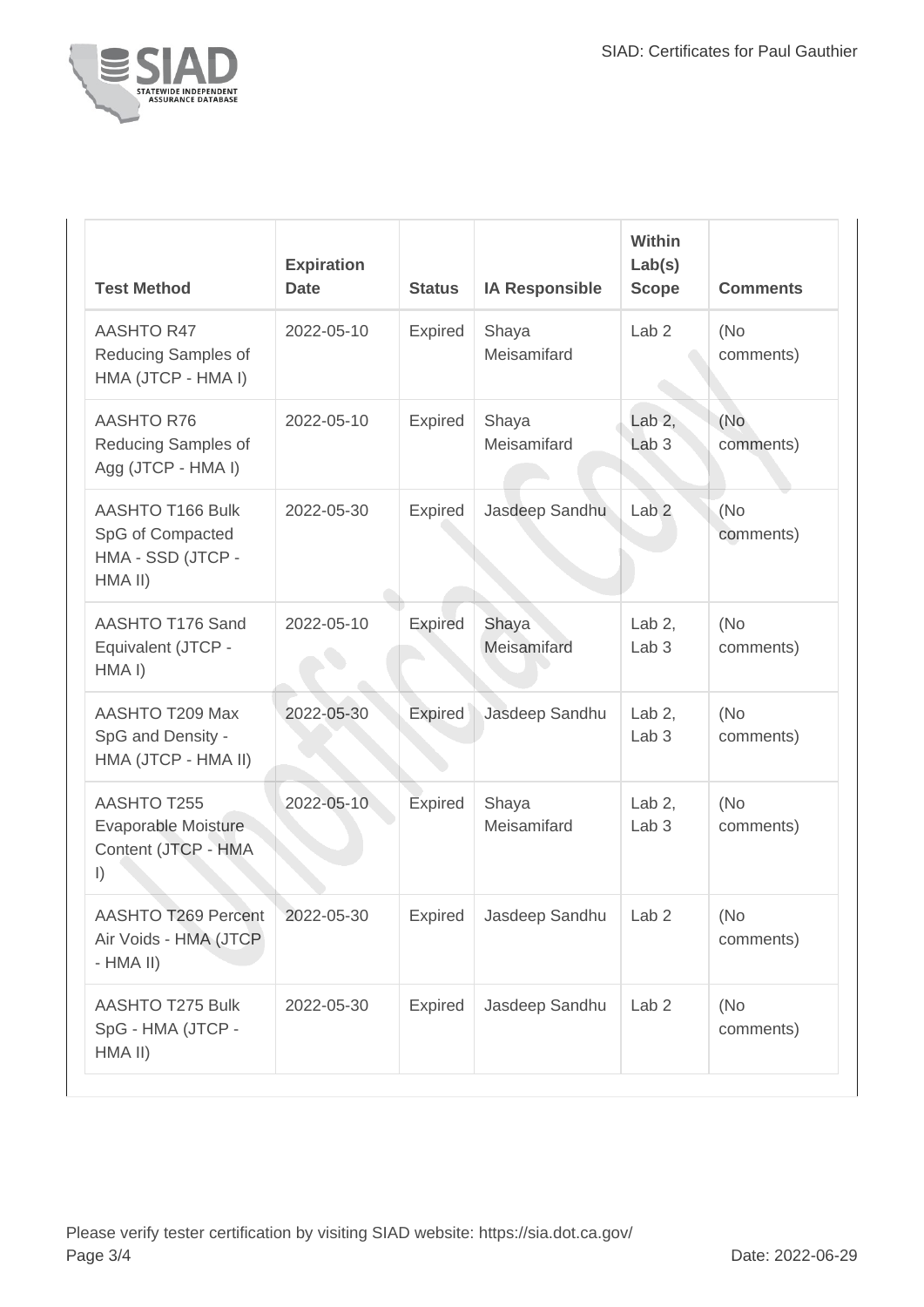| Test Method | Expiration Date | Status | IA Responsible | Within Lab(s) Scope | Comments |
| --- | --- | --- | --- | --- | --- |
| AASHTO R47 Reducing Samples of HMA (JTCP - HMA I) | 2022-05-10 | Expired | Shaya Meisamifard | Lab 2 | (No comments) |
| AASHTO R76 Reducing Samples of Agg (JTCP - HMA I) | 2022-05-10 | Expired | Shaya Meisamifard | Lab 2, Lab 3 | (No comments) |
| AASHTO T166 Bulk SpG of Compacted HMA - SSD (JTCP - HMA II) | 2022-05-30 | Expired | Jasdeep Sandhu | Lab 2 | (No comments) |
| AASHTO T176 Sand Equivalent (JTCP - HMA I) | 2022-05-10 | Expired | Shaya Meisamifard | Lab 2, Lab 3 | (No comments) |
| AASHTO T209 Max SpG and Density - HMA (JTCP - HMA II) | 2022-05-30 | Expired | Jasdeep Sandhu | Lab 2, Lab 3 | (No comments) |
| AASHTO T255 Evaporable Moisture Content (JTCP - HMA I) | 2022-05-10 | Expired | Shaya Meisamifard | Lab 2, Lab 3 | (No comments) |
| AASHTO T269 Percent Air Voids - HMA (JTCP - HMA II) | 2022-05-30 | Expired | Jasdeep Sandhu | Lab 2 | (No comments) |
| AASHTO T275 Bulk SpG - HMA (JTCP - HMA II) | 2022-05-30 | Expired | Jasdeep Sandhu | Lab 2 | (No comments) |

Please verify tester certification by visiting SIAD website: https://sia.dot.ca.gov/

Date: 2022-06-29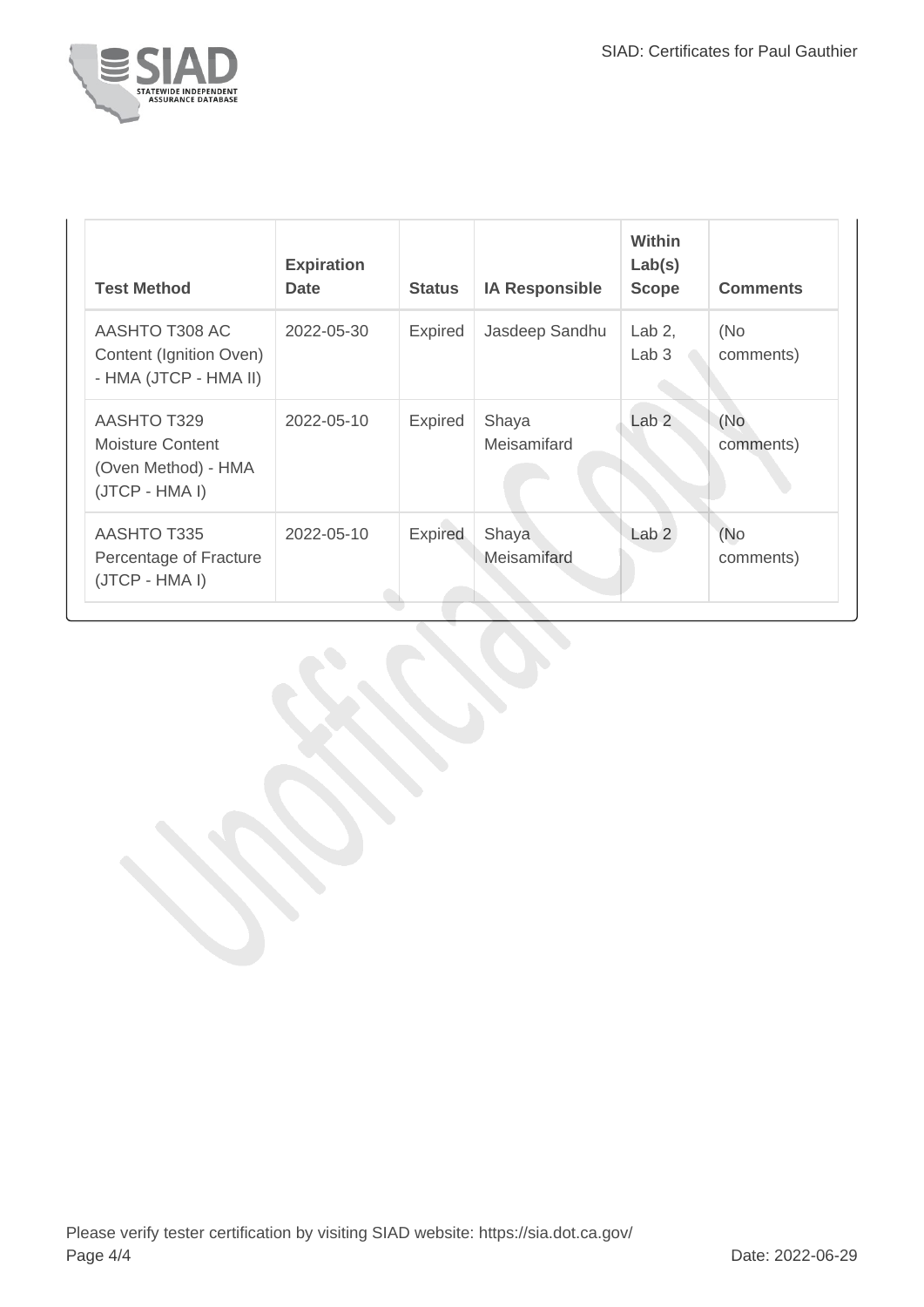| Test Method | Expiration Date | Status | IA Responsible | Within Lab(s) Scope | Comments |
| --- | --- | --- | --- | --- | --- |
| AASHTO T308 AC Content (Ignition Oven) - HMA (JTCP - HMA II) | 2022-05-30 | Expired | Jasdeep Sandhu | Lab 2, Lab 3 | (No comments) |
| AASHTO T329 Moisture Content (Oven Method) - HMA (JTCP - HMA I) | 2022-05-10 | Expired | Shaya Meisamifard | Lab 2 | (No comments) |
| AASHTO T335 Percentage of Fracture (JTCP - HMA I) | 2022-05-10 | Expired | Shaya Meisamifard | Lab 2 | (No comments) |

Please verify tester certification by visiting SIAD website: https://sia.dot.ca.gov/

Date: 2022-06-29